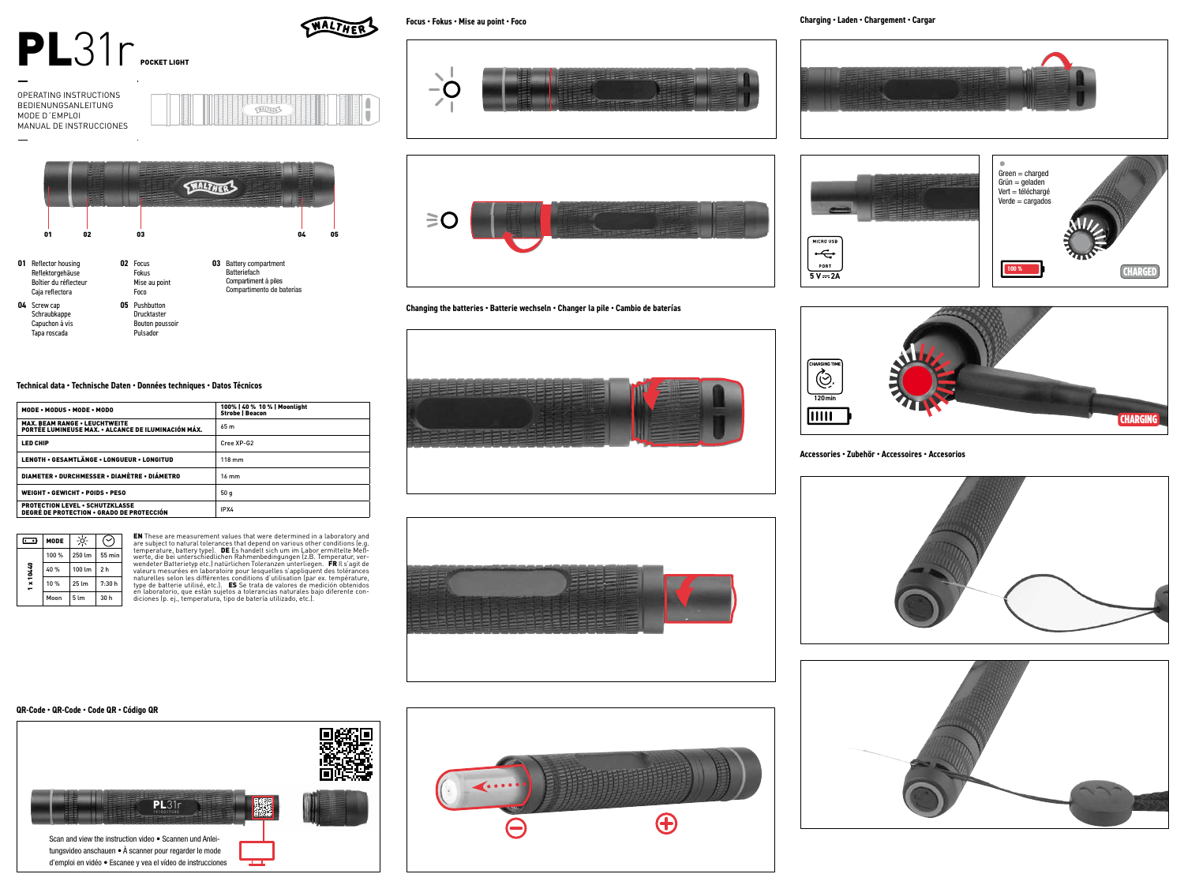# PL31r POCKET LIGHT

OPERATING INSTRUCTIONS
BEDIENUNGSANLEITUNG
MODE D´EMPLOI
MANUAL DE INSTRUCCIONES

**01** Reflector housing
Reflektorgehäuse
Boîtier du réflecteur
Caja reflectora

**02** Focus
Fokus
Mise au point
Foco

**03** Battery compartment
Batteriefach
Compartiment à piles
Compartimento de baterías

**04** Screw cap
Schraubkappe
Capuchon à vis
Tapa roscada

**05** Pushbutton
Drucktaster
Bouton poussoir
Pulsador

## Technical data • Technische Daten • Données techniques • Datos Técnicos

| | |
|---|---|
| **MODE • MODUS • MODE • MODO** | **100% \| 40 % 10 % \| Moonlight Strobe \| Beacon** |
| **MAX. BEAM RANGE • LEUCHTWEITE PORTÉE LUMINEUSE MAX. • ALCANCE DE ILUMINACIÓN MÁX.** | 65 m |
| **LED CHIP** | Cree XP-G2 |
| **LENGTH • GESAMTLÄNGE • LONGUEUR • LONGITUD** | 118 mm |
| **DIAMETER • DURCHMESSER • DIAMÈTRE • DIÁMETRO** | 16 mm |
| **WEIGHT • GEWICHT • POIDS • PESO** | 50 g |
| **PROTECTION LEVEL • SCHUTZKLASSE DEGRÉ DE PROTECTION • GRADO DE PROTECCIÓN** | IPX4 |

| | MODE | | |
|---|---|---|---|
| 1 x 10440 | 100 % | 250 lm | 55 min |
| | 40 % | 100 lm | 2 h |
| | 10 % | 25 lm | 7:30 h |
| | Moon | 5 lm | 30 h |

**EN** These are measurement values that were determined in a laboratory and are subject to natural tolerances that depend on various other conditions (e.g. temperature, battery type). **DE** Es handelt sich um im Labor ermittelte Meßwerte, die bei unterschiedlichen Rahmenbedingungen (z.B. Temperatur, verwendeter Batterietyp etc.) natürlichen Toleranzen unterliegen. **FR** Il s'agit de valeurs mesurées en laboratoire pour lesquelles s'appliquent des tolérances naturelles selon les différentes conditions d'utilisation (par ex. température, type de batterie utilisé, etc.). **ES** Se trata de valores de medición obtenidos en laboratorio, que están sujetos a tolerancias naturales bajo diferente condiciones (p. ej., temperatura, tipo de batería utilizado, etc.).

## QR-Code • QR-Code • Code QR • Código QR

Scan and view the instruction video • Scannen und Anleitungsvideo anschauen • À scanner pour regarder le mode d'emploi en vidéo • Escanee y vea el vídeo de instrucciones

## Focus • Fokus • Mise au point • Foco

## Changing the batteries • Batterie wechseln • Changer la pile • Cambio de baterías

## Charging • Laden • Chargement • Cargar

MICRO USB PORT
5 V ⎓ 2A

Green = charged
Grün = geladen
Vert = téléchargé
Verde = cargados

100 %
CHARGED

CHARGING TIME
120 min
CHARGING

## Accessories • Zubehör • Accessoires • Accesorios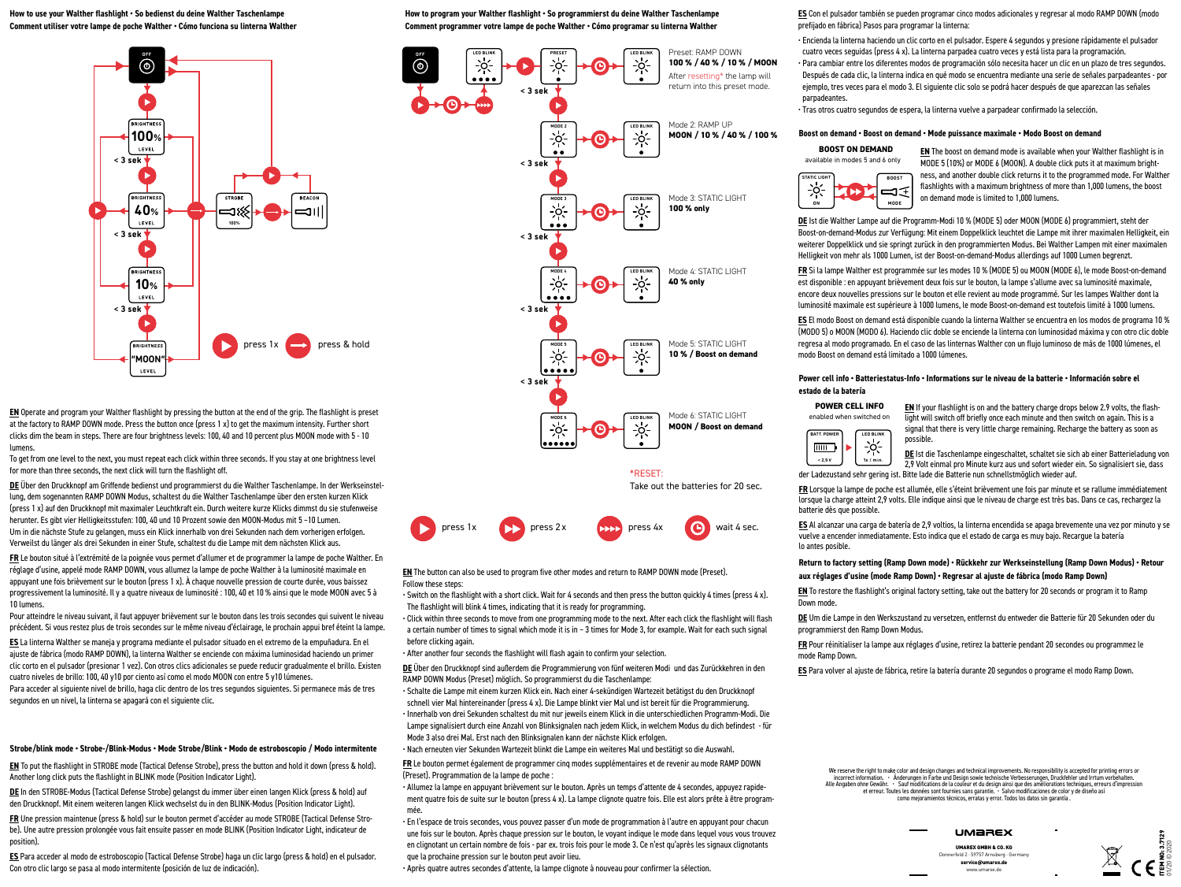How to use your Walther flashlight • So bedienst du deine Walther Taschenlampe
Comment utiliser votre lampe de poche Walther • Cómo funciona su linterna Walther

OFF

BRIGHTNESS 100% LEVEL

< 3 sek

BRIGHTNESS 40% LEVEL

< 3 sek

BRIGHTNESS 10% LEVEL

< 3 sek

BRIGHTNESS "MOON" LEVEL

STROBE 100%

BEACON

press 1x

press & hold

**EN** Operate and program your Walther flashlight by pressing the button at the end of the grip. The flashlight is preset at the factory to RAMP DOWN mode. Press the button once (press 1 x) to get the maximum intensity. Further short clicks dim the beam in steps. There are four brightness levels: 100, 40 and 10 percent plus MOON mode with 5 - 10 lumens.
To get from one level to the next, you must repeat each click within three seconds. If you stay at one brightness level for more than three seconds, the next click will turn the flashlight off.

**DE** Über den Druckknopf am Griffende bedienst und programmierst du die Walther Taschenlampe. In der Werkseinstellung, dem sogenannten RAMP DOWN Modus, schaltest du die Walther Taschenlampe über den ersten kurzen Klick (press 1 x) auf den Druckknopf mit maximaler Leuchtkraft ein. Durch weitere kurze Klicks dimmst du sie stufenweise herunter. Es gibt vier Helligkeitsstufen: 100, 40 und 10 Prozent sowie den MOON-Modus mit 5 –10 Lumen.
Um in die nächste Stufe zu gelangen, muss ein Klick innerhalb von drei Sekunden nach dem vorherigen erfolgen. Verweilst du länger als drei Sekunden in einer Stufe, schaltest du die Lampe mit dem nächsten Klick aus.

**FR** Le bouton situé à l'extrémité de la poignée vous permet d'allumer et de programmer la lampe de poche Walther. En réglage d'usine, appelé mode RAMP DOWN, vous allumez la lampe de poche Walther à la luminosité maximale en appuyant une fois brièvement sur le bouton (press 1 x). À chaque nouvelle pression de courte durée, vous baissez progressivement la luminosité. Il y a quatre niveaux de luminosité : 100, 40 et 10 % ainsi que le mode MOON avec 5 à 10 lumens.
Pour atteindre le niveau suivant, il faut appuyer brièvement sur le bouton dans les trois secondes qui suivent le niveau précédent. Si vous restez plus de trois secondes sur le même niveau d'éclairage, le prochain appui bref éteint la lampe.

**ES** La linterna Walther se maneja y programa mediante el pulsador situado en el extremo de la empuñadura. En el ajuste de fábrica (modo RAMP DOWN), la linterna Walther se enciende con máxima luminosidad haciendo un primer clic corto en el pulsador (presionar 1 vez). Con otros clics adicionales se puede reducir gradualmente el brillo. Existen cuatro niveles de brillo: 100, 40 y10 por ciento así como el modo MOON entre 5 y10 lúmenes.
Para acceder al siguiente nivel de brillo, haga clic dentro de los tres segundos siguientes. Si permanece más de tres segundos en un nivel, la linterna se apagará con el siguiente clic.

## Strobe/blink mode • Strobe-/Blink-Modus • Mode Strobe/Blink • Modo de estroboscopio / Modo intermitente

**EN** To put the flashlight in STROBE mode (Tactical Defense Strobe), press the button and hold it down (press & hold). Another long click puts the flashlight in BLINK mode (Position Indicator Light).

**DE** In den STROBE-Modus (Tactical Defense Strobe) gelangst du immer über einen langen Klick (press & hold) auf den Druckknopf. Mit einem weiteren langen Klick wechselst du in den BLINK-Modus (Position Indicator Light).

**FR** Une pression maintenue (press & hold) sur le bouton permet d'accéder au mode STROBE (Tactical Defense Strobe). Une autre pression prolongée vous fait ensuite passer en mode BLINK (Position Indicator Light, indicateur de position).

**ES** Para acceder al modo de estroboscopio (Tactical Defense Strobe) haga un clic largo (press & hold) en el pulsador. Con otro clic largo se pasa al modo intermitente (posición de luz de indicación).

How to program your Walther flashlight • So programmierst du deine Walther Taschenlampe
Comment programmer votre lampe de poche Walther • Cómo programar su linterna Walther

OFF — LED BLINK — PRESET — LED BLINK

Preset: RAMP DOWN
**100 % / 40 % / 10 % / MOON**
After resetting* the lamp will return into this preset mode.

< 3 sek

MODE 2 — LED BLINK
Mode 2: RAMP UP
**MOON / 10 % / 40 % / 100 %**

< 3 sek

MODE 3 — LED BLINK
Mode 3: STATIC LIGHT
**100 % only**

< 3 sek

MODE 4 — LED BLINK
Mode 4: STATIC LIGHT
**40 % only**

< 3 sek

MODE 5 — LED BLINK
Mode 5: STATIC LIGHT
**10 % / Boost on demand**

< 3 sek

MODE 6 — LED BLINK
Mode 6: STATIC LIGHT
**MOON / Boost on demand**

*RESET:
Take out the batteries for 20 sec.

press 1x — press 2 x — press 4x — wait 4 sec.

**EN** The button can also be used to program five other modes and return to RAMP DOWN mode (Preset). Follow these steps:
- Switch on the flashlight with a short click. Wait for 4 seconds and then press the button quickly 4 times (press 4 x). The flashlight will blink 4 times, indicating that it is ready for programming.
- Click within three seconds to move from one programming mode to the next. After each click the flashlight will flash a certain number of times to signal which mode it is in – 3 times for Mode 3, for example. Wait for each such signal before clicking again.
- After another four seconds the flashlight will flash again to confirm your selection.

**DE** Über den Druckknopf sind außerdem die Programmierung von fünf weiteren Modi und das Zurückkehren in den RAMP DOWN Modus (Preset) möglich. So programmierst du die Taschenlampe:
- Schalte die Lampe mit einem kurzen Klick ein. Nach einer 4-sekündigen Wartezeit betätigst du den Druckknopf schnell vier Mal hintereinander (press 4 x). Die Lampe blinkt vier Mal und ist bereit für die Programmierung.
- Innerhalb von drei Sekunden schaltest du mit nur jeweils einem Klick in die unterschiedlichen Programm-Modi. Die Lampe signalisiert durch eine Anzahl von Blinksignalen nach jedem Klick, in welchem Modus du dich befindest - für Mode 3 also drei Mal. Erst nach den Blinksignalen kann der nächste Klick erfolgen.
- Nach erneuten vier Sekunden Wartezeit blinkt die Lampe ein weiteres Mal und bestätigt so die Auswahl.

**FR** Le bouton permet également de programmer cinq modes supplémentaires et de revenir au mode RAMP DOWN (Preset). Programmation de la lampe de poche :
- Allumez la lampe en appuyant brièvement sur le bouton. Après un temps d'attente de 4 secondes, appuyez rapidement quatre fois de suite sur le bouton (press 4 x). La lampe clignote quatre fois. Elle est alors prête à être programmée.
- En l'espace de trois secondes, vous pouvez passer d'un mode de programmation à l'autre en appuyant pour chacun une fois sur le bouton. Après chaque pression sur le bouton, le voyant indique le mode dans lequel vous vous trouvez en clignotant un certain nombre de fois - par ex. trois fois pour le mode 3. Ce n'est qu'après les signaux clignotants que la prochaine pression sur le bouton peut avoir lieu.
- Après quatre autres secondes d'attente, la lampe clignote à nouveau pour confirmer la sélection.

**ES** Con el pulsador también se pueden programar cinco modos adicionales y regresar al modo RAMP DOWN (modo prefijado en fábrica) Pasos para programar la linterna:
- Encienda la linterna haciendo un clic corto en el pulsador. Espere 4 segundos y presione rápidamente el pulsador cuatro veces seguidas (press 4 x). La linterna parpadea cuatro veces y está lista para la programación.
- Para cambiar entre los diferentes modos de programación sólo necesita hacer un clic en un plazo de tres segundos. Después de cada clic, la linterna indica en qué modo se encuentra mediante una serie de señales parpadeantes - por ejemplo, tres veces para el modo 3. El siguiente clic solo se podrá hacer después de que aparezcan las señales parpadeantes.
- Tras otros cuatro segundos de espera, la linterna vuelve a parpadear confirmado la selección.

## Boost on demand • Boost on demand • Mode puissance maximale • Modo Boost on demand

**BOOST ON DEMAND**
available in modes 5 and 6 only

STATIC LIGHT ON — BOOST MODE

**EN** The boost on demand mode is available when your Walther flashlight is in MODE 5 (10%) or MODE 6 (MOON). A double click puts it at maximum brightness, and another double click returns it to the programmed mode. For Walther flashlights with a maximum brightness of more than 1,000 lumens, the boost on demand mode is limited to 1,000 lumens.

**DE** Ist die Walther Lampe auf die Programm-Modi 10 % (MODE 5) oder MOON (MODE 6) programmiert, steht der Boost-on-demand-Modus zur Verfügung: Mit einem Doppelklick leuchtet die Lampe mit ihrer maximalen Helligkeit, ein weiterer Doppelklick und sie springt zurück in den programmierten Modus. Bei Walther Lampen mit einer maximalen Helligkeit von mehr als 1000 Lumen, ist der Boost-on-demand-Modus allerdings auf 1000 Lumen begrenzt.

**FR** Si la lampe Walther est programmée sur les modes 10 % (MODE 5) ou MOON (MODE 6), le mode Boost-on-demand est disponible : en appuyant brièvement deux fois sur le bouton, la lampe s'allume avec sa luminosité maximale, encore deux nouvelles pressions sur le bouton et elle revient au mode programmé. Sur les lampes Walther dont la luminosité maximale est supérieure à 1000 lumens, le mode Boost-on-demand est toutefois limité à 1000 lumens.

**ES** El modo Boost on demand está disponible cuando la linterna Walther se encuentra en los modos de programa 10 % (MODO 5) o MOON (MODO 6). Haciendo clic doble se enciende la linterna con luminosidad máxima y con otro clic doble regresa al modo programado. En el caso de las linternas Walther con un flujo luminoso de más de 1000 lúmenes, el modo Boost on demand está limitado a 1000 lúmenes.

## Power cell info • Batteriestatus-Info • Informations sur le niveau de la batterie • Información sobre el estado de la batería

**POWER CELL INFO**
enabled when switched on

BATT. POWER < 2,9 V — LED BLINK 1x / min.

**EN** If your flashlight is on and the battery charge drops below 2.9 volts, the flashlight will switch off briefly once each minute and then switch on again. This is a signal that there is very little charge remaining. Recharge the battery as soon as possible.

**DE** Ist die Taschenlampe eingeschaltet, schaltet sie sich ab einer Batterieladung von 2,9 Volt einmal pro Minute kurz aus und sofort wieder ein. So signalisiert sie, dass der Ladezustand sehr gering ist. Bitte lade die Batterie nun schnellstmöglich wieder auf.

**FR** Lorsque la lampe de poche est allumée, elle s'éteint brièvement une fois par minute et se rallume immédiatement lorsque la charge atteint 2,9 volts. Elle indique ainsi que le niveau de charge est très bas. Dans ce cas, rechargez la batterie dès que possible.

**ES** Al alcanzar una carga de batería de 2,9 voltios, la linterna encendida se apaga brevemente una vez por minuto y se vuelve a encender inmediatamente. Esto indica que el estado de carga es muy bajo. Recargue la batería lo antes posible.

## Return to factory setting (Ramp Down mode) • Rückkehr zur Werkseinstellung (Ramp Down Modus) • Retour aux réglages d'usine (mode Ramp Down) • Regresar al ajuste de fábrica (modo Ramp Down)

**EN** To restore the flashlight's original factory setting, take out the battery for 20 seconds or program it to Ramp Down mode.

**DE** Um die Lampe in den Werkszustand zu versetzen, entfernst du entweder die Batterie für 20 Sekunden oder du programmierst den Ramp Down Modus.

**FR** Pour réinitialiser la lampe aux réglages d'usine, retirez la batterie pendant 20 secondes ou programmez le mode Ramp Down.

**ES** Para volver al ajuste de fábrica, retire la batería durante 20 segundos o programe el modo Ramp Down.

We reserve the right to make color and design changes and technical improvements. No responsibility is accepted for printing errors or incorrect information. • Änderungen in Farbe und Design sowie technische Verbesserungen, Druckfehler und Irrtum vorbehalten. Alle Angaben ohne Gewähr. • Sauf modifications de la couleur et du design ainsi que des améliorations techniques, erreurs d'impression et erreur. Toutes les données sont fournies sans garantie. • Salvo modificaciones de color y de diseño así como mejoramientos técnicos, erratas y error. Todos los datos sin garantía.

UMAREX

UMAREX GMBH & CO. KG
Donnerfeld 2 · 59757 Arnsberg · Germany
service@umarex.de
www.umarex.de

ITEM NO: 3.7129
01/20 © 2020